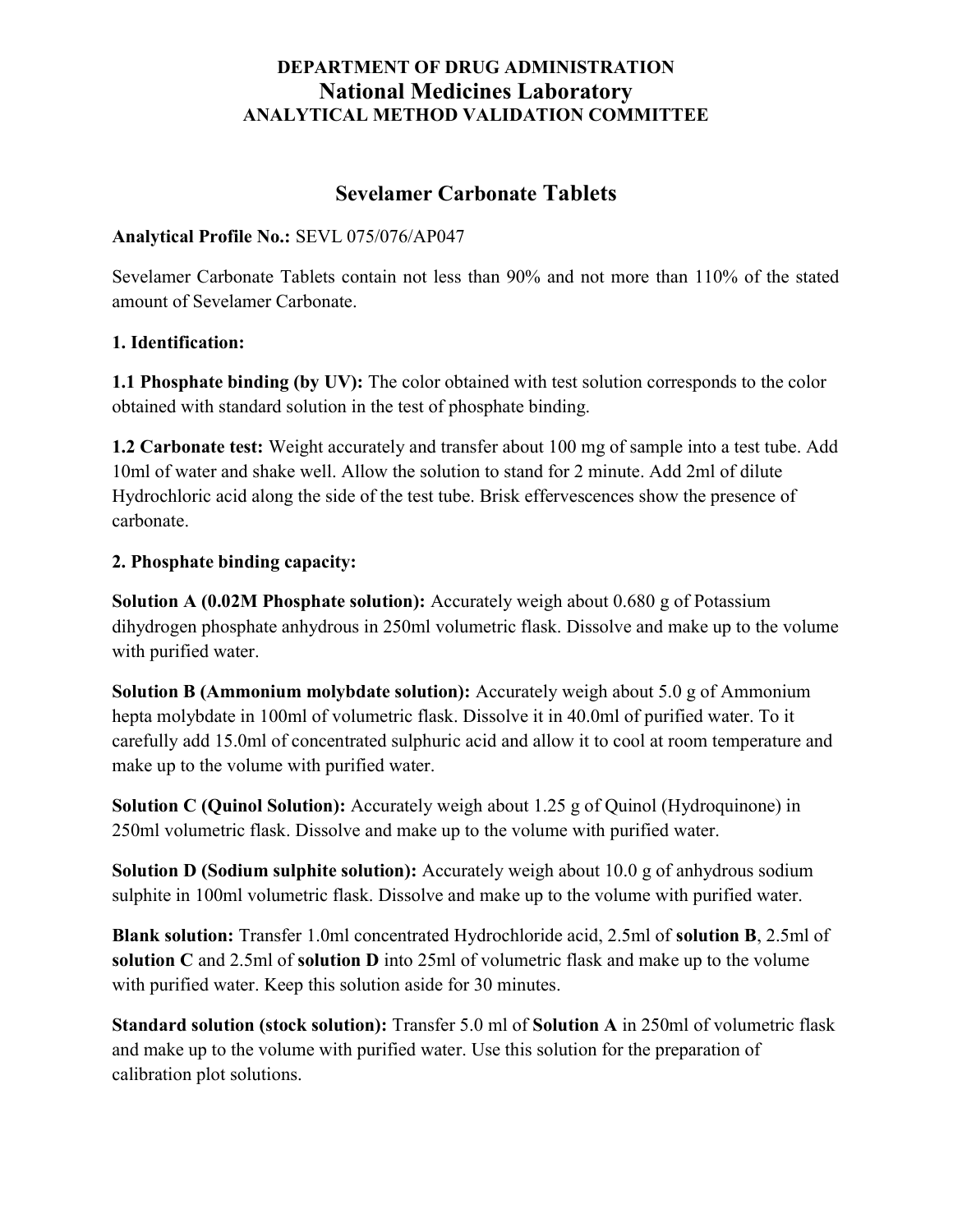**DEPARTMENT OF DRUG ADMINISTRATION**

# National Medicines Laboratory

**ANALYTICAL METHOD VALIDATION COMMITTEE**

## Sevelamer Carbonate Tablets

**Analytical Profile No.:** SEVL 075/076/AP047

Sevelamer Carbonate Tablets contain not less than 90% and not more than 110% of the stated amount of Sevelamer Carbonate.

**1. Identification:**

**1.1 Phosphate binding (by UV):** The color obtained with test solution corresponds to the color obtained with standard solution in the test of phosphate binding.

**1.2 Carbonate test:** Weight accurately and transfer about 100 mg of sample into a test tube. Add 10ml of water and shake well. Allow the solution to stand for 2 minute. Add 2ml of dilute Hydrochloric acid along the side of the test tube. Brisk effervescences show the presence of carbonate.

**2. Phosphate binding capacity:**

**Solution A (0.02M Phosphate solution):** Accurately weigh about 0.680 g of Potassium dihydrogen phosphate anhydrous in 250ml volumetric flask. Dissolve and make up to the volume with purified water.

**Solution B (Ammonium molybdate solution):** Accurately weigh about 5.0 g of Ammonium hepta molybdate in 100ml of volumetric flask. Dissolve it in 40.0ml of purified water. To it carefully add 15.0ml of concentrated sulphuric acid and allow it to cool at room temperature and make up to the volume with purified water.

**Solution C (Quinol Solution):** Accurately weigh about 1.25 g of Quinol (Hydroquinone) in 250ml volumetric flask. Dissolve and make up to the volume with purified water.

**Solution D (Sodium sulphite solution):** Accurately weigh about 10.0 g of anhydrous sodium sulphite in 100ml volumetric flask. Dissolve and make up to the volume with purified water.

**Blank solution:** Transfer 1.0ml concentrated Hydrochloride acid, 2.5ml of **solution B**, 2.5ml of **solution C** and 2.5ml of **solution D** into 25ml of volumetric flask and make up to the volume with purified water. Keep this solution aside for 30 minutes.

**Standard solution (stock solution):** Transfer 5.0 ml of **Solution A** in 250ml of volumetric flask and make up to the volume with purified water. Use this solution for the preparation of calibration plot solutions.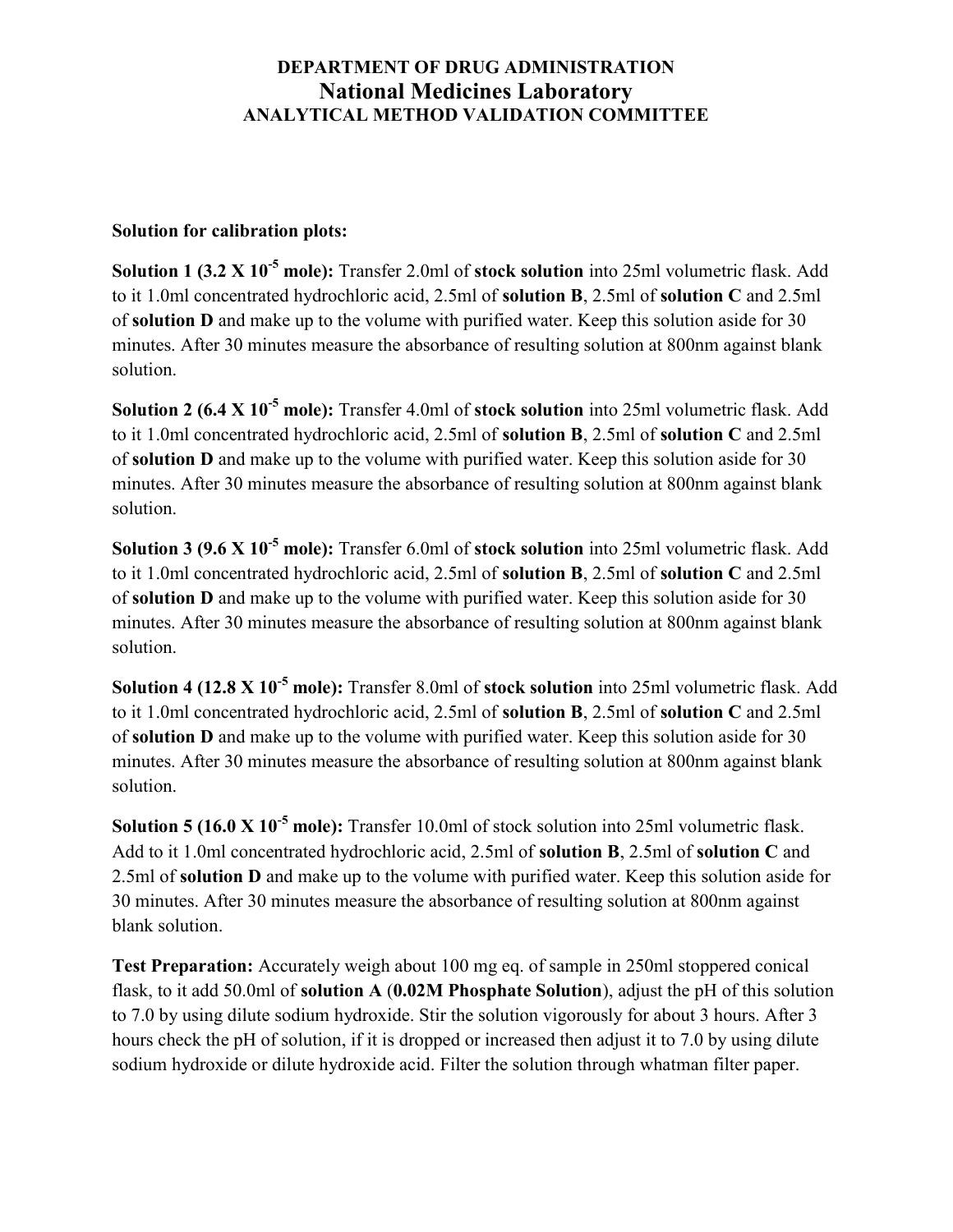**DEPARTMENT OF DRUG ADMINISTRATION**
# National Medicines Laboratory
**ANALYTICAL METHOD VALIDATION COMMITTEE**

**Solution for calibration plots:**

**Solution 1 ($3.2 \times 10^{-5}$ mole):** Transfer 2.0ml of **stock solution** into 25ml volumetric flask. Add to it 1.0ml concentrated hydrochloric acid, 2.5ml of **solution B**, 2.5ml of **solution C** and 2.5ml of **solution D** and make up to the volume with purified water. Keep this solution aside for 30 minutes. After 30 minutes measure the absorbance of resulting solution at 800nm against blank solution.

**Solution 2 ($6.4 \times 10^{-5}$ mole):** Transfer 4.0ml of **stock solution** into 25ml volumetric flask. Add to it 1.0ml concentrated hydrochloric acid, 2.5ml of **solution B**, 2.5ml of **solution C** and 2.5ml of **solution D** and make up to the volume with purified water. Keep this solution aside for 30 minutes. After 30 minutes measure the absorbance of resulting solution at 800nm against blank solution.

**Solution 3 ($9.6 \times 10^{-5}$ mole):** Transfer 6.0ml of **stock solution** into 25ml volumetric flask. Add to it 1.0ml concentrated hydrochloric acid, 2.5ml of **solution B**, 2.5ml of **solution C** and 2.5ml of **solution D** and make up to the volume with purified water. Keep this solution aside for 30 minutes. After 30 minutes measure the absorbance of resulting solution at 800nm against blank solution.

**Solution 4 ($12.8 \times 10^{-5}$ mole):** Transfer 8.0ml of **stock solution** into 25ml volumetric flask. Add to it 1.0ml concentrated hydrochloric acid, 2.5ml of **solution B**, 2.5ml of **solution C** and 2.5ml of **solution D** and make up to the volume with purified water. Keep this solution aside for 30 minutes. After 30 minutes measure the absorbance of resulting solution at 800nm against blank solution.

**Solution 5 ($16.0 \times 10^{-5}$ mole):** Transfer 10.0ml of stock solution into 25ml volumetric flask. Add to it 1.0ml concentrated hydrochloric acid, 2.5ml of **solution B**, 2.5ml of **solution C** and 2.5ml of **solution D** and make up to the volume with purified water. Keep this solution aside for 30 minutes. After 30 minutes measure the absorbance of resulting solution at 800nm against blank solution.

**Test Preparation:** Accurately weigh about 100 mg eq. of sample in 250ml stoppered conical flask, to it add 50.0ml of **solution A** (**0.02M Phosphate Solution**), adjust the pH of this solution to 7.0 by using dilute sodium hydroxide. Stir the solution vigorously for about 3 hours. After 3 hours check the pH of solution, if it is dropped or increased then adjust it to 7.0 by using dilute sodium hydroxide or dilute hydroxide acid. Filter the solution through whatman filter paper.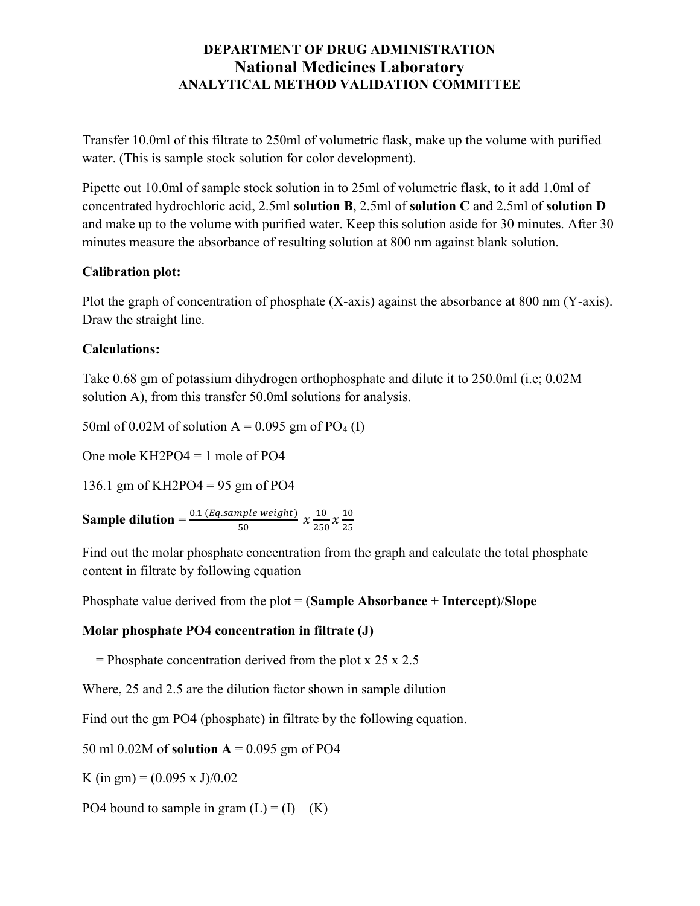# DEPARTMENT OF DRUG ADMINISTRATION
# National Medicines Laboratory
## ANALYTICAL METHOD VALIDATION COMMITTEE

Transfer 10.0ml of this filtrate to 250ml of volumetric flask, make up the volume with purified water. (This is sample stock solution for color development).

Pipette out 10.0ml of sample stock solution in to 25ml of volumetric flask, to it add 1.0ml of concentrated hydrochloric acid, 2.5ml **solution B**, 2.5ml of **solution C** and 2.5ml of **solution D** and make up to the volume with purified water. Keep this solution aside for 30 minutes. After 30 minutes measure the absorbance of resulting solution at 800 nm against blank solution.

**Calibration plot:**

Plot the graph of concentration of phosphate (X-axis) against the absorbance at 800 nm (Y-axis). Draw the straight line.

**Calculations:**

Take 0.68 gm of potassium dihydrogen orthophosphate and dilute it to 250.0ml (i.e; 0.02M solution A), from this transfer 50.0ml solutions for analysis.

50ml of 0.02M of solution A = 0.095 gm of $PO_4$ (I)

One mole KH2PO4 = 1 mole of PO4

136.1 gm of KH2PO4 = 95 gm of PO4

**Sample dilution** = $\frac{0.1\ (Eq.sample\ weight)}{50}\ x\ \frac{10}{250}\ x\ \frac{10}{25}$

Find out the molar phosphate concentration from the graph and calculate the total phosphate content in filtrate by following equation

Phosphate value derived from the plot = (**Sample Absorbance** + **Intercept**)/**Slope**

**Molar phosphate PO4 concentration in filtrate (J)**

= Phosphate concentration derived from the plot x 25 x 2.5

Where, 25 and 2.5 are the dilution factor shown in sample dilution

Find out the gm PO4 (phosphate) in filtrate by the following equation.

50 ml 0.02M of **solution A** = 0.095 gm of PO4

K (in gm) = (0.095 x J)/0.02

PO4 bound to sample in gram (L) = (I) – (K)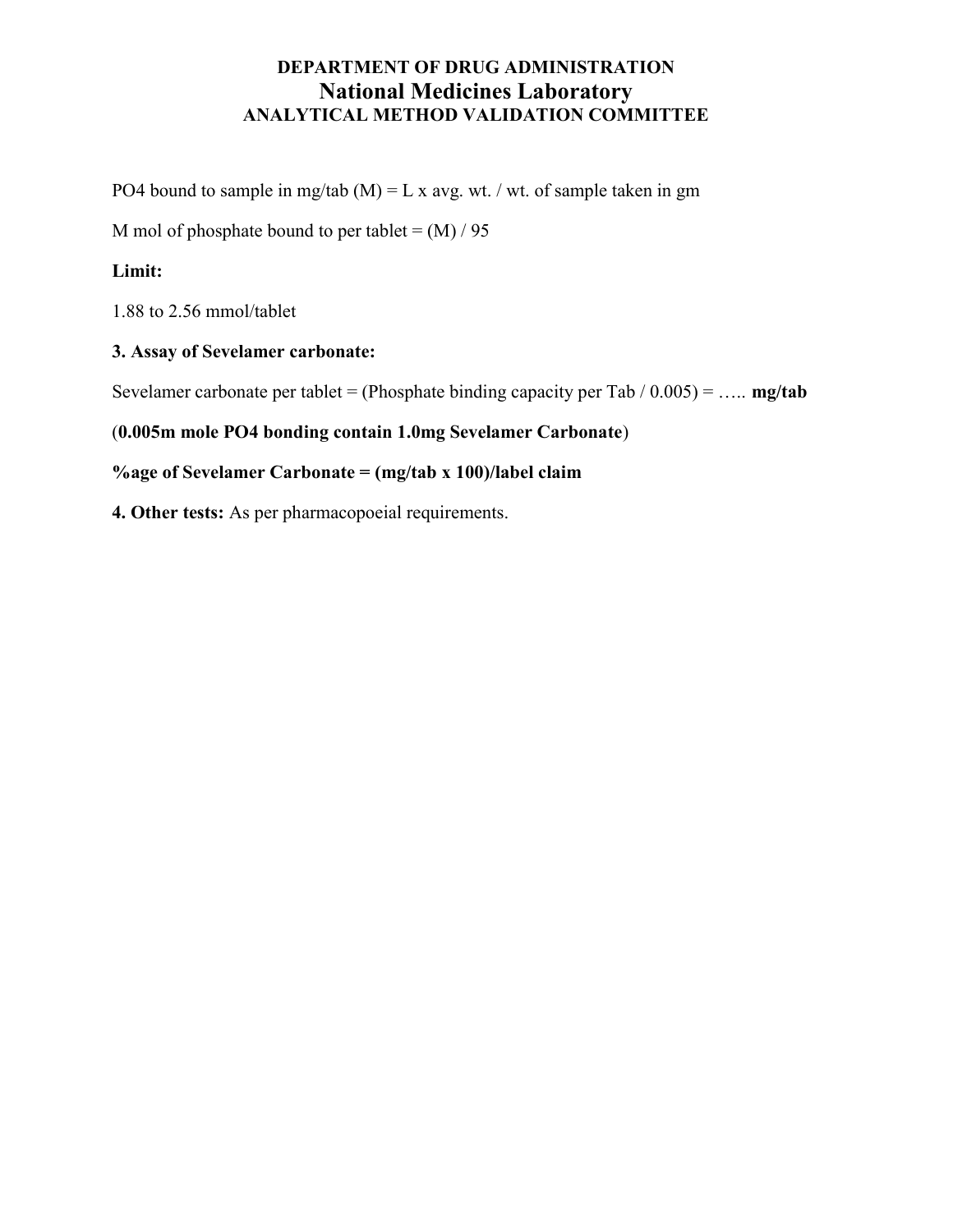DEPARTMENT OF DRUG ADMINISTRATION

# National Medicines Laboratory

ANALYTICAL METHOD VALIDATION COMMITTEE

$PO_4$ bound to sample in mg/tab (M) = L x avg. wt. / wt. of sample taken in gm

M mol of phosphate bound to per tablet = (M) / 95

**Limit:**

1.88 to 2.56 mmol/tablet

**3. Assay of Sevelamer carbonate:**

Sevelamer carbonate per tablet = (Phosphate binding capacity per Tab / 0.005) = ….. **mg/tab**

(**0.005m mole $PO_4$ bonding contain 1.0mg Sevelamer Carbonate**)

**%age of Sevelamer Carbonate = (mg/tab x 100)/label claim**

**4. Other tests:** As per pharmacopoeial requirements.